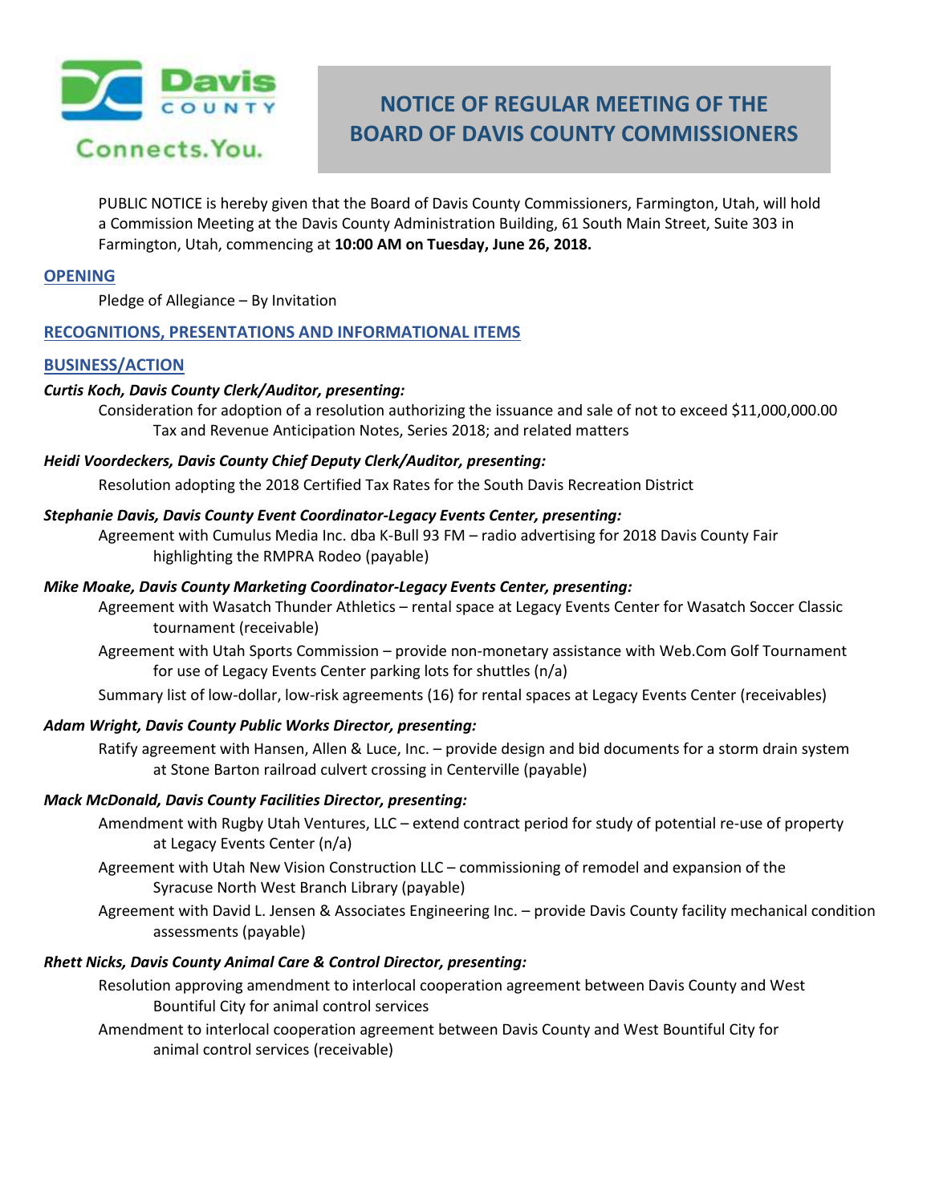Davis COUNTY Connects.You.

# NOTICE OF REGULAR MEETING OF THE BOARD OF DAVIS COUNTY COMMISSIONERS

PUBLIC NOTICE is hereby given that the Board of Davis County Commissioners, Farmington, Utah, will hold a Commission Meeting at the Davis County Administration Building, 61 South Main Street, Suite 303 in Farmington, Utah, commencing at **10:00 AM on Tuesday, June 26, 2018.**

## OPENING

Pledge of Allegiance – By Invitation

## RECOGNITIONS, PRESENTATIONS AND INFORMATIONAL ITEMS

## BUSINESS/ACTION

***Curtis Koch, Davis County Clerk/Auditor, presenting:***

Consideration for adoption of a resolution authorizing the issuance and sale of not to exceed $11,000,000.00 Tax and Revenue Anticipation Notes, Series 2018; and related matters

***Heidi Voordeckers, Davis County Chief Deputy Clerk/Auditor, presenting:***

Resolution adopting the 2018 Certified Tax Rates for the South Davis Recreation District

***Stephanie Davis, Davis County Event Coordinator-Legacy Events Center, presenting:***

Agreement with Cumulus Media Inc. dba K-Bull 93 FM – radio advertising for 2018 Davis County Fair highlighting the RMPRA Rodeo (payable)

***Mike Moake, Davis County Marketing Coordinator-Legacy Events Center, presenting:***

Agreement with Wasatch Thunder Athletics – rental space at Legacy Events Center for Wasatch Soccer Classic tournament (receivable)

Agreement with Utah Sports Commission – provide non-monetary assistance with Web.Com Golf Tournament for use of Legacy Events Center parking lots for shuttles (n/a)

Summary list of low-dollar, low-risk agreements (16) for rental spaces at Legacy Events Center (receivables)

***Adam Wright, Davis County Public Works Director, presenting:***

Ratify agreement with Hansen, Allen & Luce, Inc. – provide design and bid documents for a storm drain system at Stone Barton railroad culvert crossing in Centerville (payable)

***Mack McDonald, Davis County Facilities Director, presenting:***

Amendment with Rugby Utah Ventures, LLC – extend contract period for study of potential re-use of property at Legacy Events Center (n/a)

Agreement with Utah New Vision Construction LLC – commissioning of remodel and expansion of the Syracuse North West Branch Library (payable)

Agreement with David L. Jensen & Associates Engineering Inc. – provide Davis County facility mechanical condition assessments (payable)

***Rhett Nicks, Davis County Animal Care & Control Director, presenting:***

Resolution approving amendment to interlocal cooperation agreement between Davis County and West Bountiful City for animal control services

Amendment to interlocal cooperation agreement between Davis County and West Bountiful City for animal control services (receivable)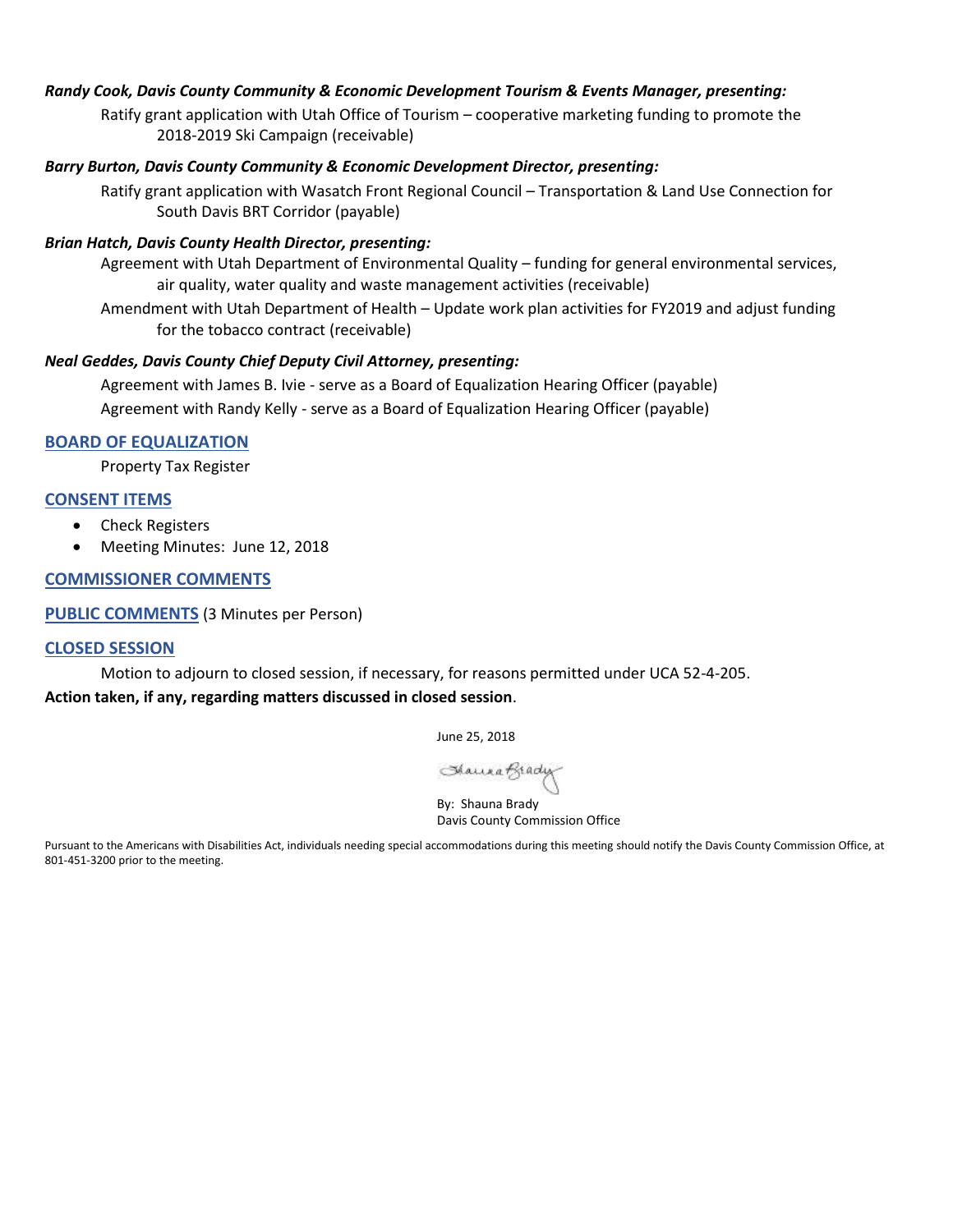***Randy Cook, Davis County Community & Economic Development Tourism & Events Manager, presenting:***

Ratify grant application with Utah Office of Tourism – cooperative marketing funding to promote the 2018-2019 Ski Campaign (receivable)

***Barry Burton, Davis County Community & Economic Development Director, presenting:***

Ratify grant application with Wasatch Front Regional Council – Transportation & Land Use Connection for South Davis BRT Corridor (payable)

***Brian Hatch, Davis County Health Director, presenting:***

Agreement with Utah Department of Environmental Quality – funding for general environmental services, air quality, water quality and waste management activities (receivable)

Amendment with Utah Department of Health – Update work plan activities for FY2019 and adjust funding for the tobacco contract (receivable)

***Neal Geddes, Davis County Chief Deputy Civil Attorney, presenting:***

Agreement with James B. Ivie - serve as a Board of Equalization Hearing Officer (payable)

Agreement with Randy Kelly - serve as a Board of Equalization Hearing Officer (payable)

## BOARD OF EQUALIZATION

Property Tax Register

## CONSENT ITEMS

- Check Registers
- Meeting Minutes: June 12, 2018

## COMMISSIONER COMMENTS

## PUBLIC COMMENTS (3 Minutes per Person)

## CLOSED SESSION

Motion to adjourn to closed session, if necessary, for reasons permitted under UCA 52-4-205.

**Action taken, if any, regarding matters discussed in closed session**.

June 25, 2018

Shauna Brady

By: Shauna Brady
Davis County Commission Office

Pursuant to the Americans with Disabilities Act, individuals needing special accommodations during this meeting should notify the Davis County Commission Office, at 801-451-3200 prior to the meeting.